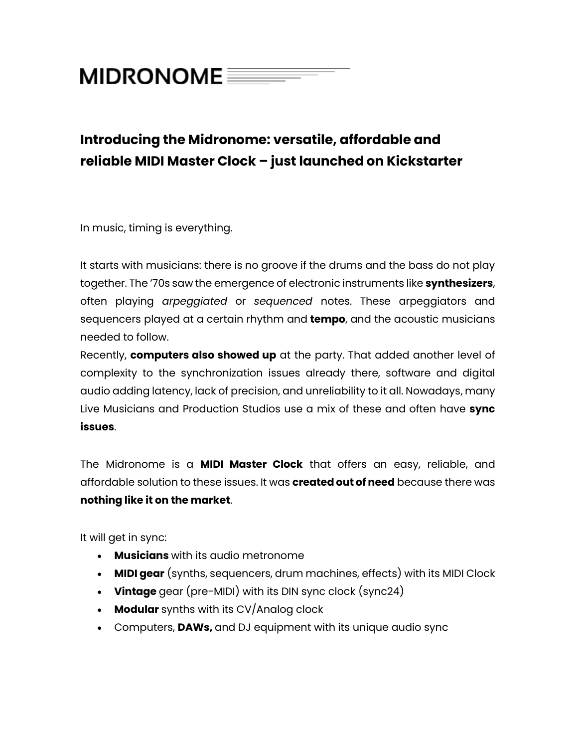# MIDRONOME

## Introducing the Midronome: versatile, affordable and reliable MIDI Master Clock – just launched on Kickstarter

In music, timing is everything.

It starts with musicians: there is no groove if the drums and the bass do not play together. The '70s saw the emergence of electronic instruments like **synthesizers**, often playing *arpeggiated* or *sequenced* notes. These arpeggiators and sequencers played at a certain rhythm and **tempo**, and the acoustic musicians needed to follow.
Recently, **computers also showed up** at the party. That added another level of complexity to the synchronization issues already there, software and digital audio adding latency, lack of precision, and unreliability to it all. Nowadays, many Live Musicians and Production Studios use a mix of these and often have **sync issues**.

The Midronome is a **MIDI Master Clock** that offers an easy, reliable, and affordable solution to these issues. It was **created out of need** because there was **nothing like it on the market**.

It will get in sync:

- **Musicians** with its audio metronome
- **MIDI gear** (synths, sequencers, drum machines, effects) with its MIDI Clock
- **Vintage** gear (pre-MIDI) with its DIN sync clock (sync24)
- **Modular** synths with its CV/Analog clock
- Computers, **DAWs,** and DJ equipment with its unique audio sync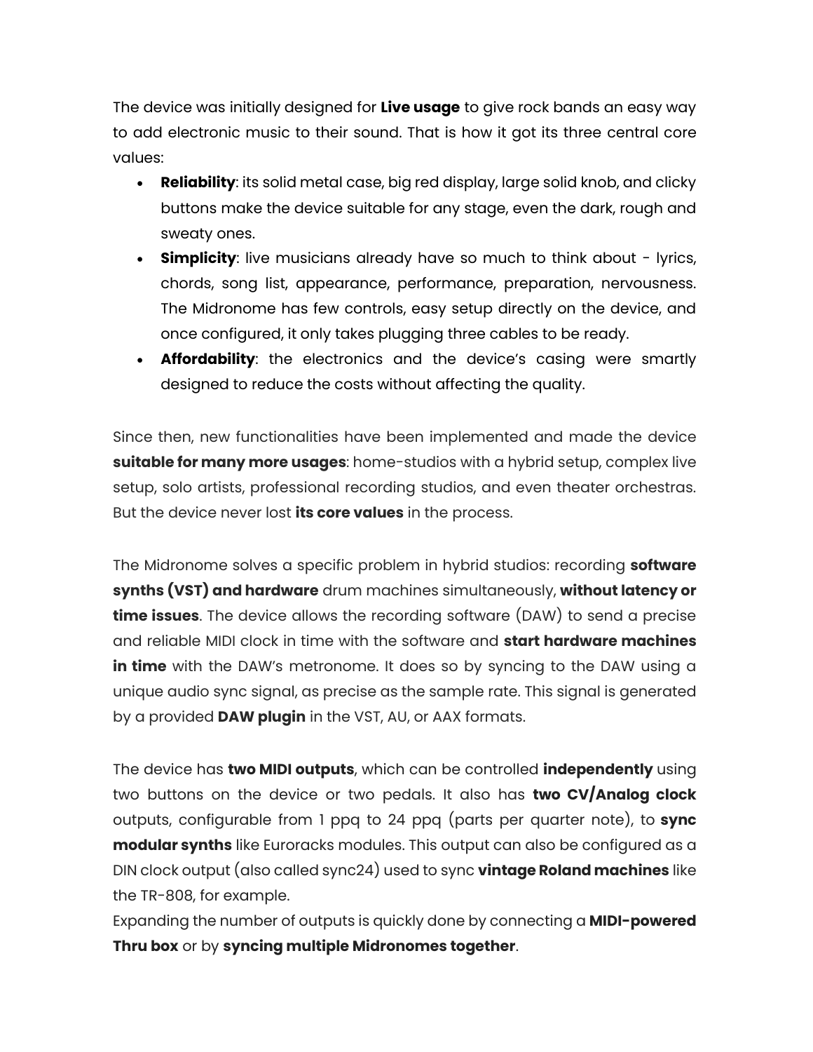The device was initially designed for **Live usage** to give rock bands an easy way to add electronic music to their sound. That is how it got its three central core values:

- **Reliability**: its solid metal case, big red display, large solid knob, and clicky buttons make the device suitable for any stage, even the dark, rough and sweaty ones.
- **Simplicity**: live musicians already have so much to think about - lyrics, chords, song list, appearance, performance, preparation, nervousness. The Midronome has few controls, easy setup directly on the device, and once configured, it only takes plugging three cables to be ready.
- **Affordability**: the electronics and the device's casing were smartly designed to reduce the costs without affecting the quality.

Since then, new functionalities have been implemented and made the device **suitable for many more usages**: home-studios with a hybrid setup, complex live setup, solo artists, professional recording studios, and even theater orchestras. But the device never lost **its core values** in the process.

The Midronome solves a specific problem in hybrid studios: recording **software synths (VST) and hardware** drum machines simultaneously, **without latency or time issues**. The device allows the recording software (DAW) to send a precise and reliable MIDI clock in time with the software and **start hardware machines in time** with the DAW's metronome. It does so by syncing to the DAW using a unique audio sync signal, as precise as the sample rate. This signal is generated by a provided **DAW plugin** in the VST, AU, or AAX formats.

The device has **two MIDI outputs**, which can be controlled **independently** using two buttons on the device or two pedals. It also has **two CV/Analog clock** outputs, configurable from 1 ppq to 24 ppq (parts per quarter note), to **sync modular synths** like Euroracks modules. This output can also be configured as a DIN clock output (also called sync24) used to sync **vintage Roland machines** like the TR-808, for example.
Expanding the number of outputs is quickly done by connecting a **MIDI-powered Thru box** or by **syncing multiple Midronomes together**.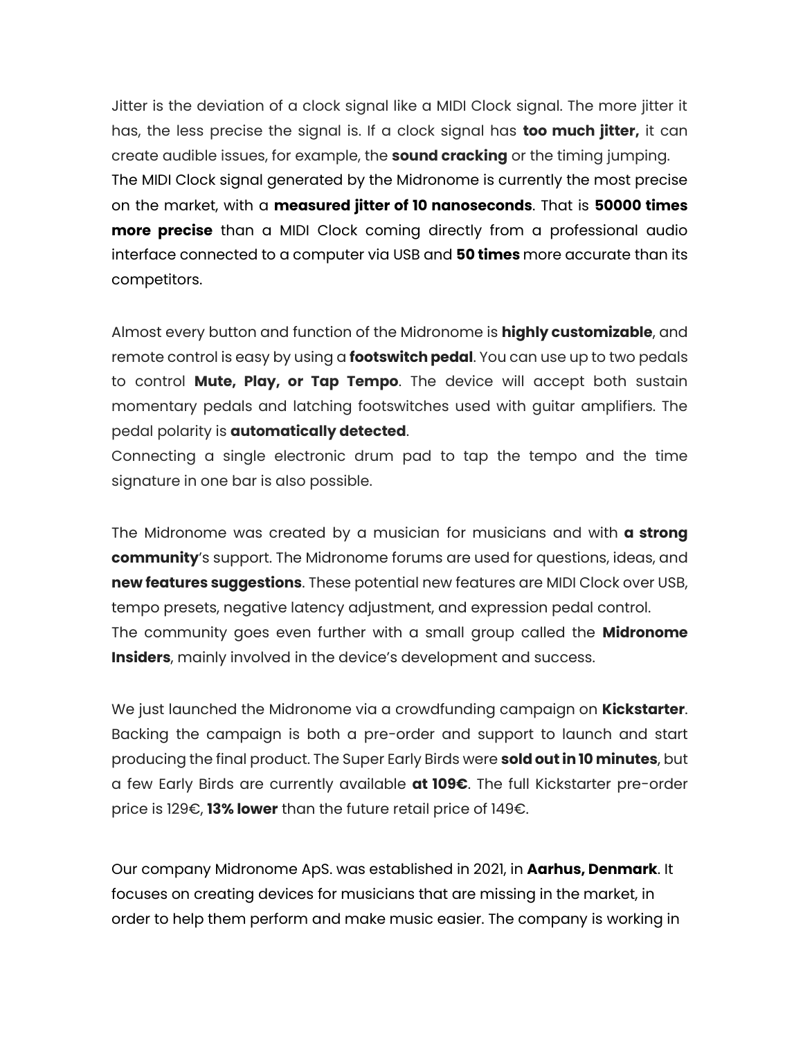Jitter is the deviation of a clock signal like a MIDI Clock signal. The more jitter it has, the less precise the signal is. If a clock signal has **too much jitter,** it can create audible issues, for example, the **sound cracking** or the timing jumping.
The MIDI Clock signal generated by the Midronome is currently the most precise on the market, with a **measured jitter of 10 nanoseconds**. That is **50000 times more precise** than a MIDI Clock coming directly from a professional audio interface connected to a computer via USB and **50 times** more accurate than its competitors.

Almost every button and function of the Midronome is **highly customizable**, and remote control is easy by using a **footswitch pedal**. You can use up to two pedals to control **Mute, Play, or Tap Tempo**. The device will accept both sustain momentary pedals and latching footswitches used with guitar amplifiers. The pedal polarity is **automatically detected**.
Connecting a single electronic drum pad to tap the tempo and the time signature in one bar is also possible.

The Midronome was created by a musician for musicians and with **a strong community**'s support. The Midronome forums are used for questions, ideas, and **new features suggestions**. These potential new features are MIDI Clock over USB, tempo presets, negative latency adjustment, and expression pedal control.
The community goes even further with a small group called the **Midronome Insiders**, mainly involved in the device's development and success.

We just launched the Midronome via a crowdfunding campaign on **Kickstarter**. Backing the campaign is both a pre-order and support to launch and start producing the final product. The Super Early Birds were **sold out in 10 minutes**, but a few Early Birds are currently available **at 109€**. The full Kickstarter pre-order price is 129€, **13% lower** than the future retail price of 149€.

Our company Midronome ApS. was established in 2021, in **Aarhus, Denmark**. It focuses on creating devices for musicians that are missing in the market, in order to help them perform and make music easier. The company is working in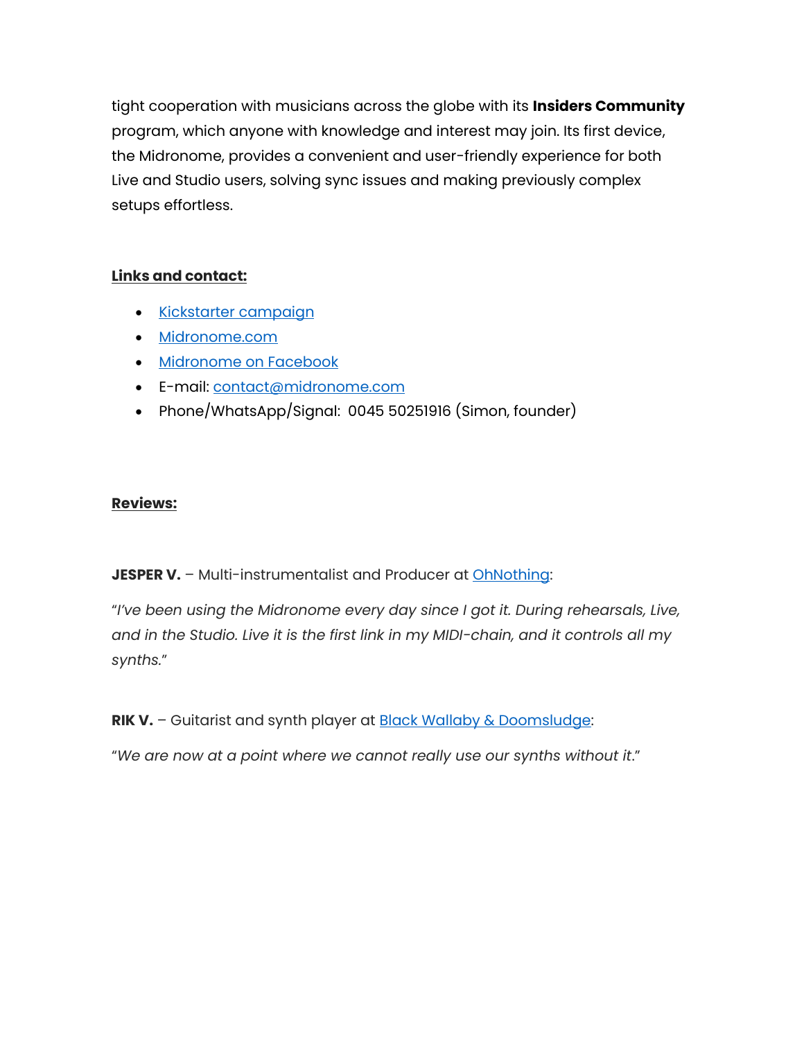tight cooperation with musicians across the globe with its **Insiders Community** program, which anyone with knowledge and interest may join. Its first device, the Midronome, provides a convenient and user-friendly experience for both Live and Studio users, solving sync issues and making previously complex setups effortless.

**Links and contact:**

- Kickstarter campaign
- Midronome.com
- Midronome on Facebook
- E-mail: contact@midronome.com
- Phone/WhatsApp/Signal: 0045 50251916 (Simon, founder)

**Reviews:**

**JESPER V.** – Multi-instrumentalist and Producer at OhNothing:

"*I've been using the Midronome every day since I got it. During rehearsals, Live, and in the Studio. Live it is the first link in my MIDI-chain, and it controls all my synths.*"

**RIK V.** – Guitarist and synth player at Black Wallaby & Doomsludge:

"*We are now at a point where we cannot really use our synths without it.*"